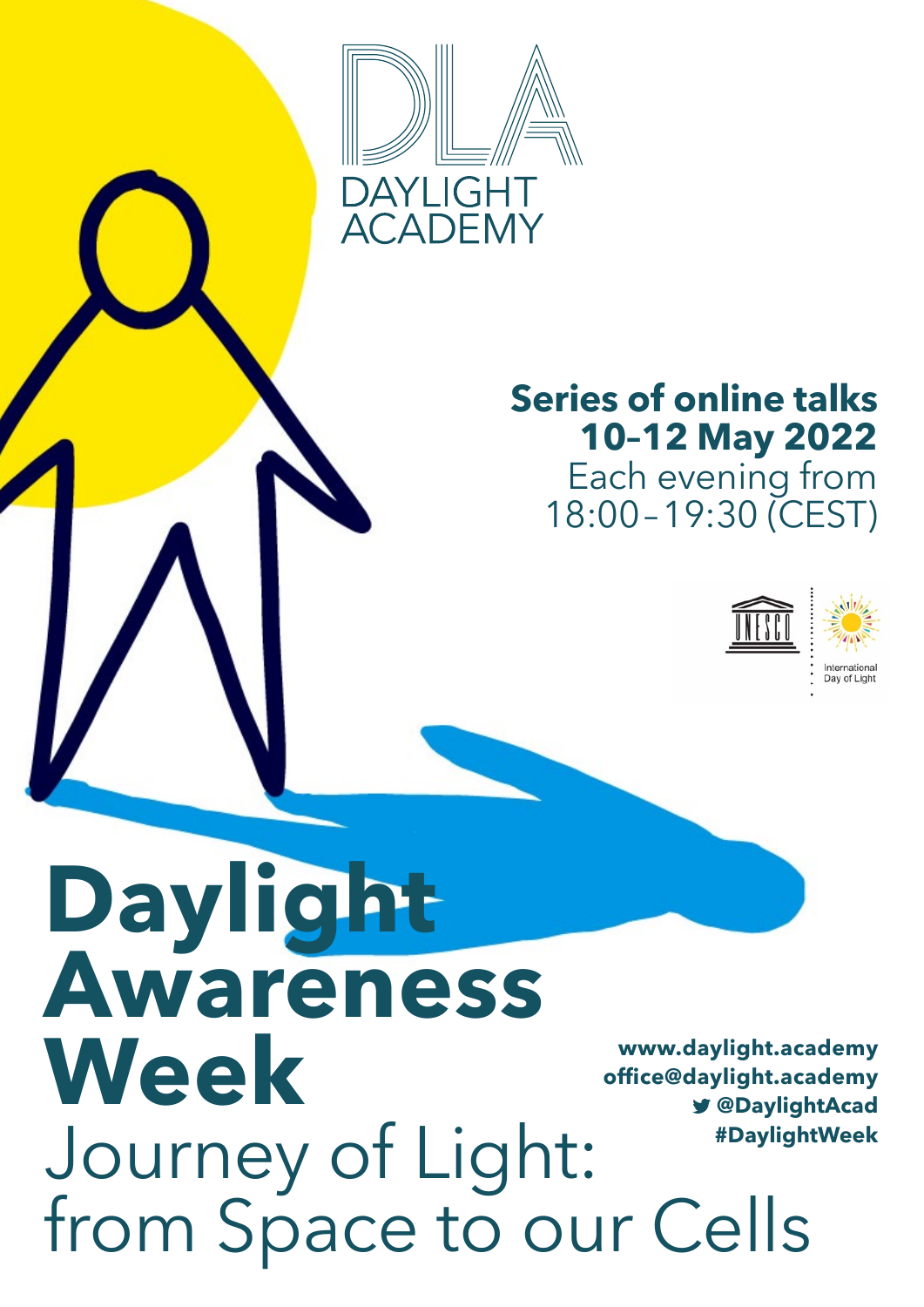DAYLIGHT ACADEMY

**Series of online talks**
**10–12 May 2022**
Each evening from 18:00 – 19:30 (CEST)

UNESCO | International Day of Light

# Daylight Awareness Week

## Journey of Light: from Space to our Cells

**www.daylight.academy**
**office@daylight.academy**
**@DaylightAcad**
**#DaylightWeek**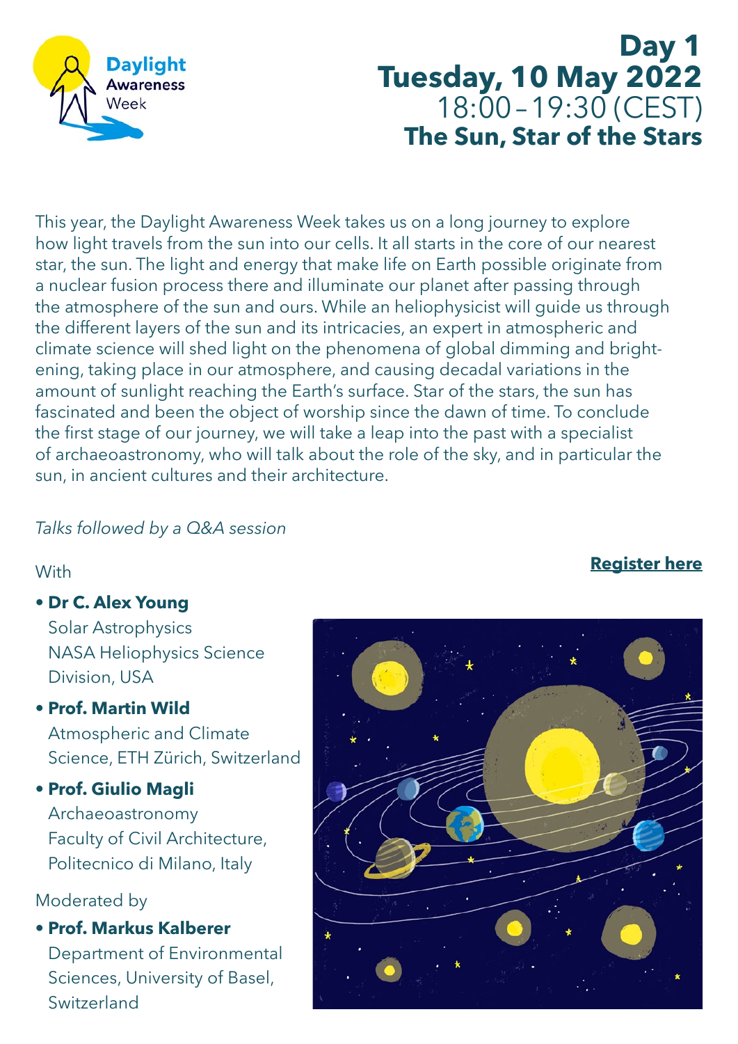Daylight Awareness Week

# Day 1
# Tuesday, 10 May 2022
18:00 – 19:30 (CEST)
## The Sun, Star of the Stars

This year, the Daylight Awareness Week takes us on a long journey to explore how light travels from the sun into our cells. It all starts in the core of our nearest star, the sun. The light and energy that make life on Earth possible originate from a nuclear fusion process there and illuminate our planet after passing through the atmosphere of the sun and ours. While an heliophysicist will guide us through the different layers of the sun and its intricacies, an expert in atmospheric and climate science will shed light on the phenomena of global dimming and brightening, taking place in our atmosphere, and causing decadal variations in the amount of sunlight reaching the Earth's surface. Star of the stars, the sun has fascinated and been the object of worship since the dawn of time. To conclude the first stage of our journey, we will take a leap into the past with a specialist of archaeoastronomy, who will talk about the role of the sky, and in particular the sun, in ancient cultures and their architecture.

*Talks followed by a Q&A session*

**Register here**

With

- **Dr C. Alex Young**
  Solar Astrophysics
  NASA Heliophysics Science Division, USA
- **Prof. Martin Wild**
  Atmospheric and Climate Science, ETH Zürich, Switzerland
- **Prof. Giulio Magli**
  Archaeoastronomy
  Faculty of Civil Architecture, Politecnico di Milano, Italy

Moderated by

- **Prof. Markus Kalberer**
  Department of Environmental Sciences, University of Basel, Switzerland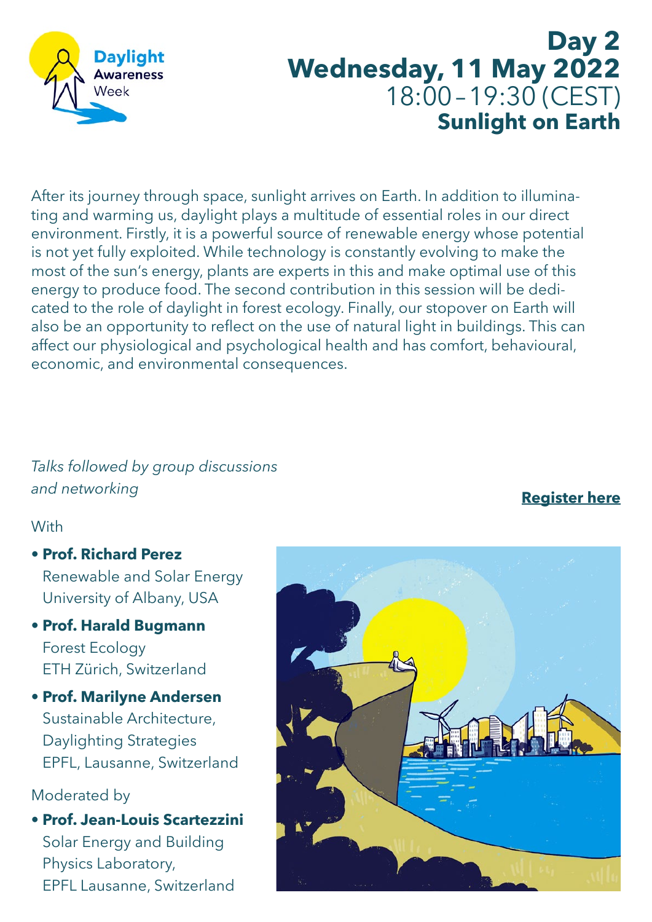Daylight Awareness Week

# Day 2
# Wednesday, 11 May 2022
18:00 – 19:30 (CEST)
## Sunlight on Earth

After its journey through space, sunlight arrives on Earth. In addition to illuminating and warming us, daylight plays a multitude of essential roles in our direct environment. Firstly, it is a powerful source of renewable energy whose potential is not yet fully exploited. While technology is constantly evolving to make the most of the sun's energy, plants are experts in this and make optimal use of this energy to produce food. The second contribution in this session will be dedicated to the role of daylight in forest ecology. Finally, our stopover on Earth will also be an opportunity to reflect on the use of natural light in buildings. This can affect our physiological and psychological health and has comfort, behavioural, economic, and environmental consequences.

*Talks followed by group discussions and networking*

**Register here**

With

- **Prof. Richard Perez**
  Renewable and Solar Energy
  University of Albany, USA
- **Prof. Harald Bugmann**
  Forest Ecology
  ETH Zürich, Switzerland
- **Prof. Marilyne Andersen**
  Sustainable Architecture,
  Daylighting Strategies
  EPFL, Lausanne, Switzerland

Moderated by

- **Prof. Jean-Louis Scartezzini**
  Solar Energy and Building
  Physics Laboratory,
  EPFL Lausanne, Switzerland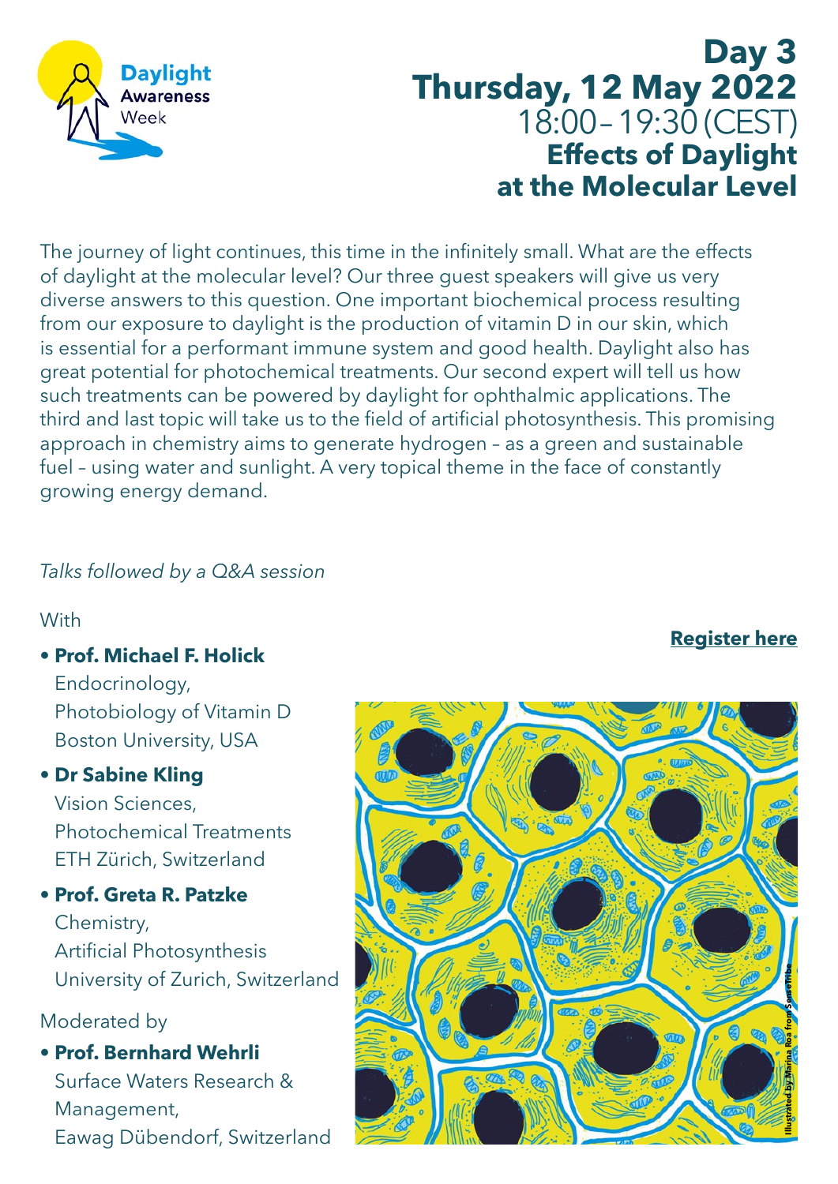Daylight Awareness Week

# Day 3
# Thursday, 12 May 2022
18:00–19:30 (CEST)
## Effects of Daylight at the Molecular Level

The journey of light continues, this time in the infinitely small. What are the effects of daylight at the molecular level? Our three guest speakers will give us very diverse answers to this question. One important biochemical process resulting from our exposure to daylight is the production of vitamin D in our skin, which is essential for a performant immune system and good health. Daylight also has great potential for photochemical treatments. Our second expert will tell us how such treatments can be powered by daylight for ophthalmic applications. The third and last topic will take us to the field of artificial photosynthesis. This promising approach in chemistry aims to generate hydrogen – as a green and sustainable fuel – using water and sunlight. A very topical theme in the face of constantly growing energy demand.

*Talks followed by a Q&A session*

With

- **Prof. Michael F. Holick**
  Endocrinology,
  Photobiology of Vitamin D
  Boston University, USA
- **Dr Sabine Kling**
  Vision Sciences,
  Photochemical Treatments
  ETH Zürich, Switzerland
- **Prof. Greta R. Patzke**
  Chemistry,
  Artificial Photosynthesis
  University of Zurich, Switzerland

Moderated by

- **Prof. Bernhard Wehrli**
  Surface Waters Research & Management,
  Eawag Dübendorf, Switzerland

**Register here**

Illustrated by Marina Roa from SenseTribe